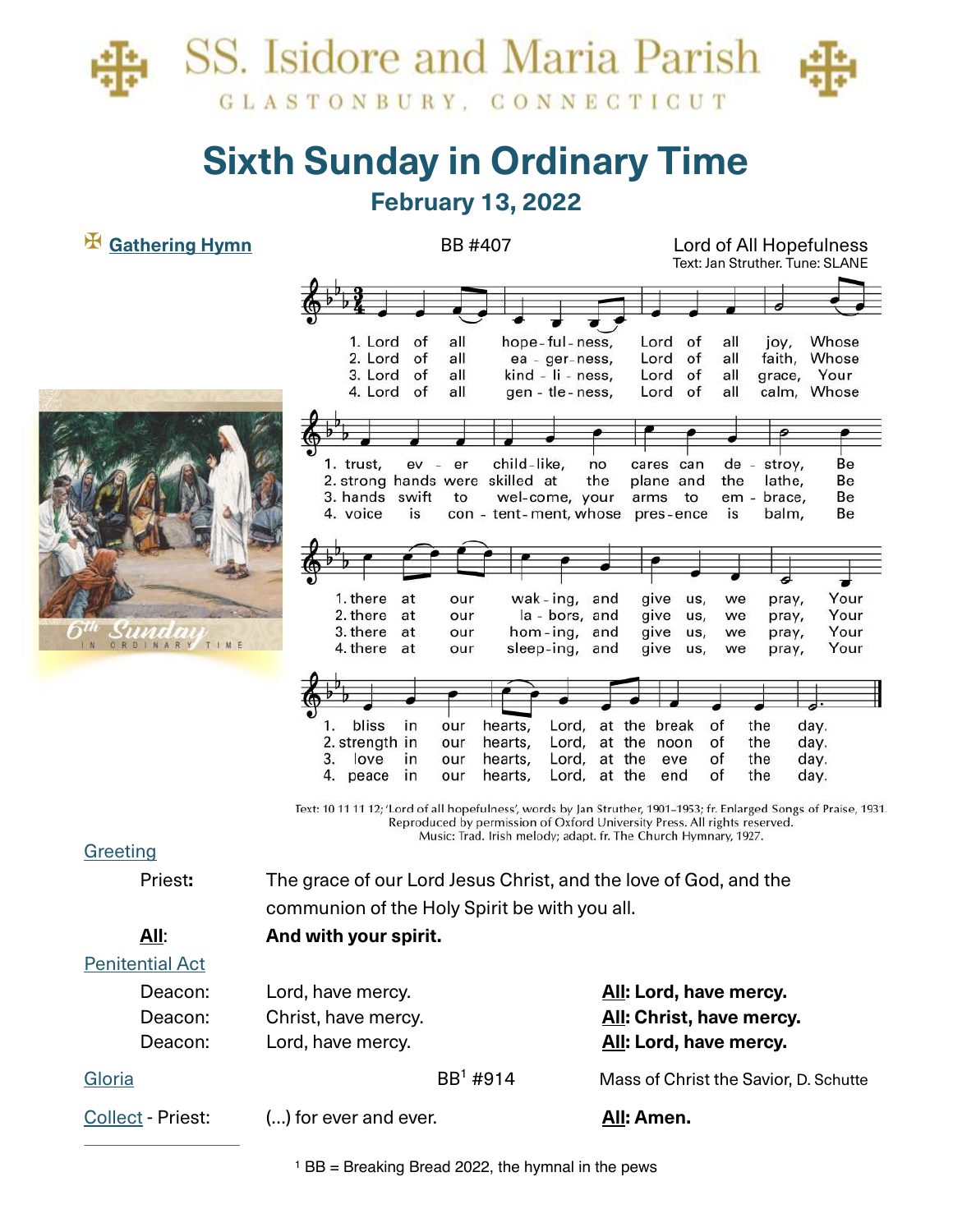# SS. Isidore and Maria Parish

GLASTONBURY, CONNECTICUT

## Sixth Sunday in Ordinary Time

### February 13, 2022

✠ **Gathering Hymn** BB #407 **Lord of All Hopefulness**

Text: Jan Struther. Tune: SLANE

1. Lord of all hopefulness, Lord of all joy, Whose trust, ever childlike, no cares can destroy, Be there at our waking, and give us, we pray, Your bliss in our hearts, Lord, at the break of the day.
2. Lord of all eagerness, Lord of all faith, Whose strong hands were skilled at the plane and the lathe, Be there at our labors, and give us, we pray, Your strength in our hearts, Lord, at the noon of the day.
3. Lord of all kindliness, Lord of all grace, Your hands swift to welcome, your arms to embrace, Be there at our homing, and give us, we pray, Your love in our hearts, Lord, at the eve of the day.
4. Lord of all gentleness, Lord of all calm, Whose voice is contentment, whose presence is balm, Be there at our sleeping, and give us, we pray, Your peace in our hearts, Lord, at the end of the day.

Text: 10 11 11 12; 'Lord of all hopefulness', words by Jan Struther, 1901–1953; fr. Enlarged Songs of Praise, 1931. Reproduced by permission of Oxford University Press. All rights reserved. Music: Trad. Irish melody; adapt. fr. The Church Hymnary, 1927.

6th Sunday IN ORDINARY TIME

**Greeting**

Priest: The grace of our Lord Jesus Christ, and the love of God, and the communion of the Holy Spirit be with you all.

**All: And with your spirit.**

**Penitential Act**

Deacon: Lord, have mercy. **All: Lord, have mercy.**

Deacon: Christ, have mercy. **All: Christ, have mercy.**

Deacon: Lord, have mercy. **All: Lord, have mercy.**

**Gloria** BB[1] #914 Mass of Christ the Savior, D. Schutte

**Collect** - Priest: (...) for ever and ever. **All: Amen.**

[1] BB = Breaking Bread 2022, the hymnal in the pews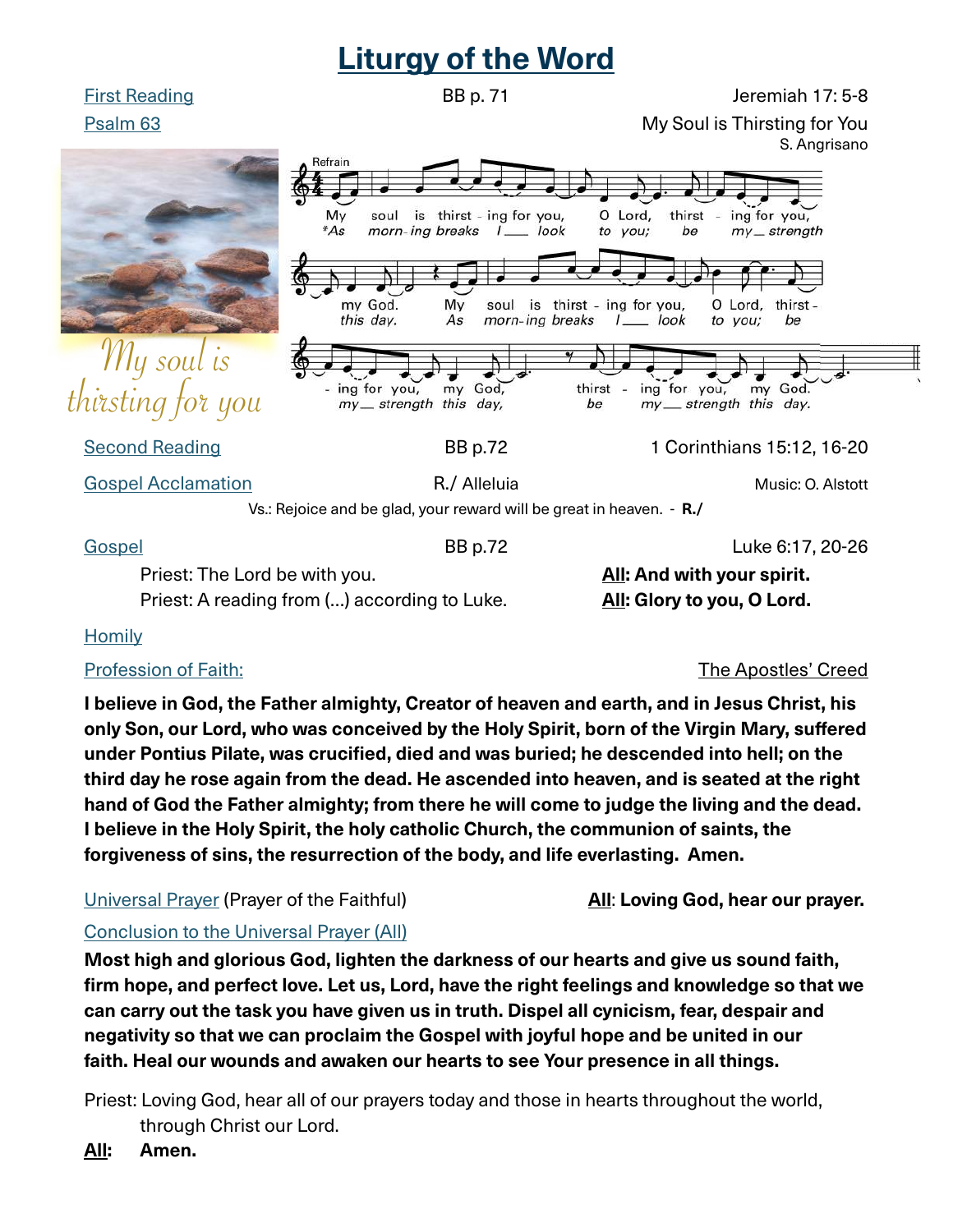# Liturgy of the Word

First Reading — BB p. 71 — Jeremiah 17: 5-8

Psalm 63 — My Soul is Thirsting for You
S. Angrisano

*My soul is thirsting for you*

Refrain

My soul is thirst - ing for you, O Lord, thirst - ing for you, my God. My soul is thirst - ing for you, O Lord, thirst - ing for you, my God, thirst - ing for you, my God.

*As morn-ing breaks I look to you; be my strength this day. As morn-ing breaks I look to you; be my strength this day, be my strength this day.

Second Reading — BB p.72 — 1 Corinthians 15:12, 16-20

Gospel Acclamation — R./ Alleluia — Music: O. Alstott

Vs.: Rejoice and be glad, your reward will be great in heaven. - **R./**

Gospel — BB p.72 — Luke 6:17, 20-26

Priest: The Lord be with you. — **All: And with your spirit.**

Priest: A reading from (...) according to Luke. — **All: Glory to you, O Lord.**

Homily

Profession of Faith: — The Apostles' Creed

**I believe in God, the Father almighty, Creator of heaven and earth, and in Jesus Christ, his only Son, our Lord, who was conceived by the Holy Spirit, born of the Virgin Mary, suffered under Pontius Pilate, was crucified, died and was buried; he descended into hell; on the third day he rose again from the dead. He ascended into heaven, and is seated at the right hand of God the Father almighty; from there he will come to judge the living and the dead. I believe in the Holy Spirit, the holy catholic Church, the communion of saints, the forgiveness of sins, the resurrection of the body, and life everlasting. Amen.**

Universal Prayer (Prayer of the Faithful) — **All: Loving God, hear our prayer.**

Conclusion to the Universal Prayer (All)

**Most high and glorious God, lighten the darkness of our hearts and give us sound faith, firm hope, and perfect love. Let us, Lord, have the right feelings and knowledge so that we can carry out the task you have given us in truth. Dispel all cynicism, fear, despair and negativity so that we can proclaim the Gospel with joyful hope and be united in our faith. Heal our wounds and awaken our hearts to see Your presence in all things.**

Priest: Loving God, hear all of our prayers today and those in hearts throughout the world, through Christ our Lord.

**All: Amen.**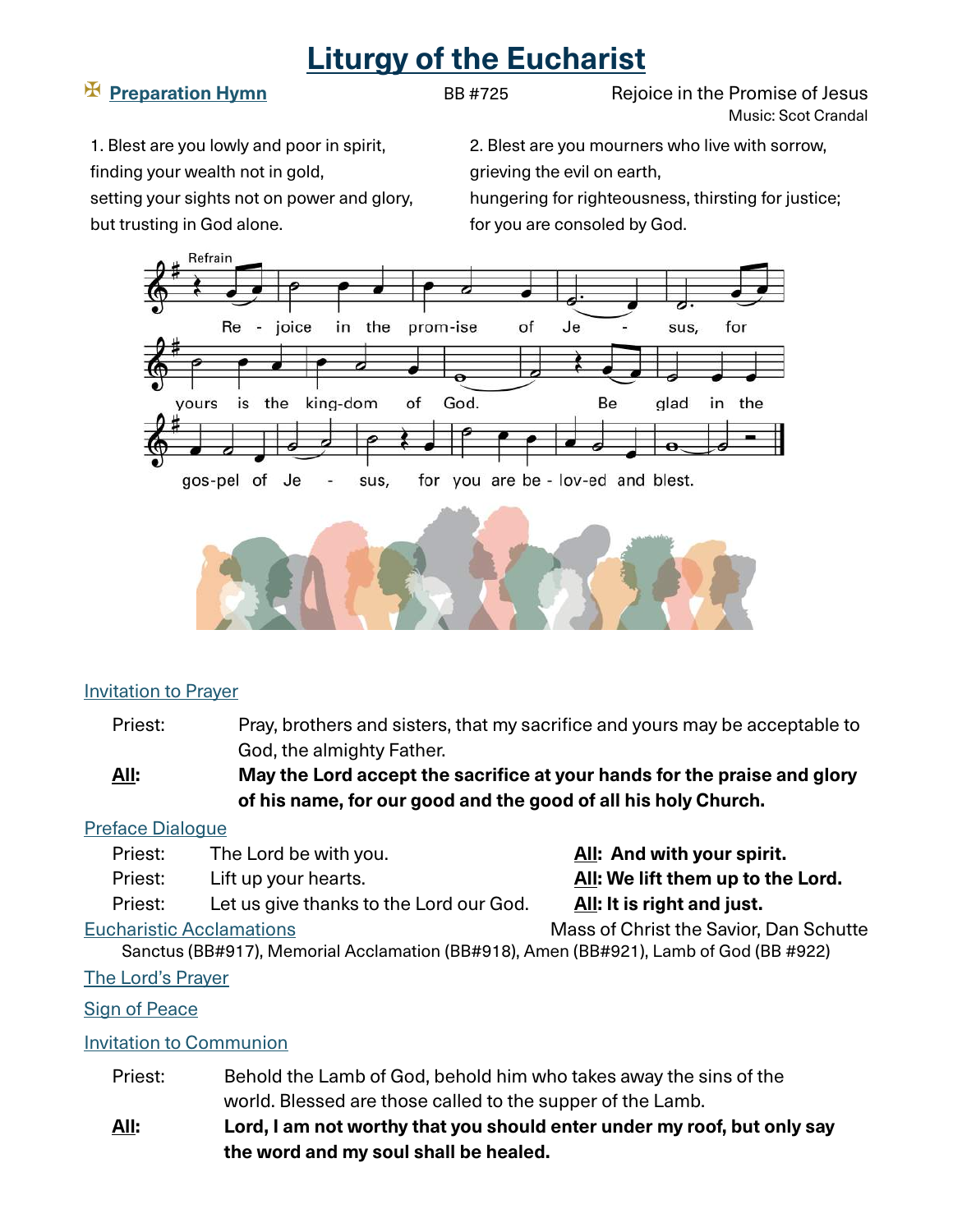# Liturgy of the Eucharist

## ✠ Preparation Hymn

BB #725 — Rejoice in the Promise of Jesus
Music: Scot Crandal

1. Blest are you lowly and poor in spirit,
finding your wealth not in gold,
setting your sights not on power and glory,
but trusting in God alone.

2. Blest are you mourners who live with sorrow,
grieving the evil on earth,
hungering for righteousness, thirsting for justice;
for you are consoled by God.

Refrain

Rejoice in the promise of Jesus, for yours is the kingdom of God. Be glad in the gospel of Jesus, for you are beloved and blest.

### Invitation to Prayer

Priest: Pray, brothers and sisters, that my sacrifice and yours may be acceptable to God, the almighty Father.

**All: May the Lord accept the sacrifice at your hands for the praise and glory of his name, for our good and the good of all his holy Church.**

### Preface Dialogue

Priest: The Lord be with you. **All: And with your spirit.**

Priest: Lift up your hearts. **All: We lift them up to the Lord.**

Priest: Let us give thanks to the Lord our God. **All: It is right and just.**

### Eucharistic Acclamations

Mass of Christ the Savior, Dan Schutte

Sanctus (BB#917), Memorial Acclamation (BB#918), Amen (BB#921), Lamb of God (BB #922)

### The Lord's Prayer

### Sign of Peace

### Invitation to Communion

Priest: Behold the Lamb of God, behold him who takes away the sins of the world. Blessed are those called to the supper of the Lamb.

**All: Lord, I am not worthy that you should enter under my roof, but only say the word and my soul shall be healed.**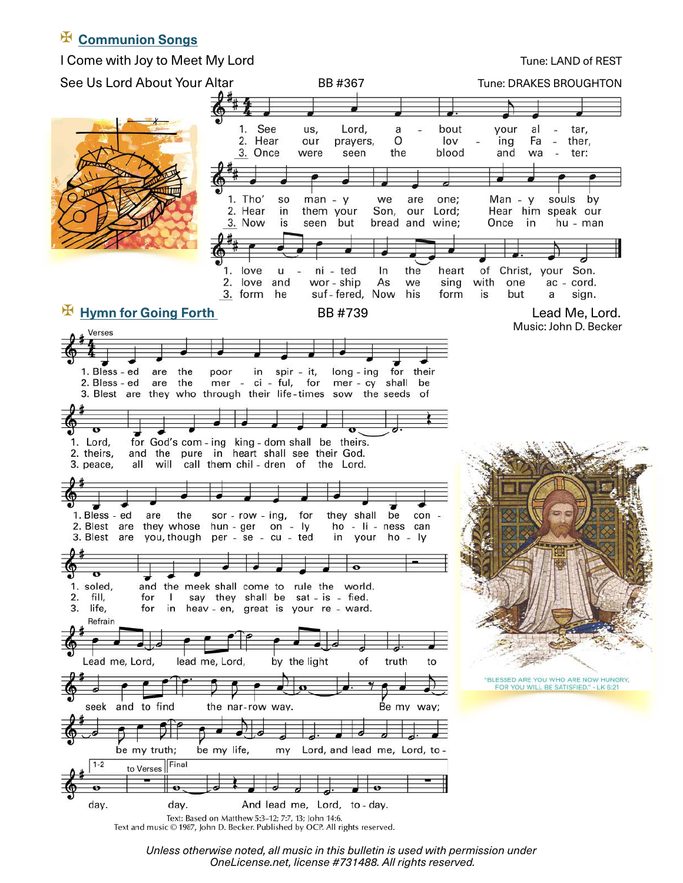## Communion Songs

I Come with Joy to Meet My Lord — Tune: LAND of REST

See Us Lord About Your Altar — BB #367 — Tune: DRAKES BROUGHTON

1. See us, Lord, about your altar, Tho' so many we are one; Many souls by love united In the heart of Christ, your Son.
2. Hear our prayers, O loving Father, Hear in them your Son, our Lord; Hear him speak our love and worship As we sing with one accord.
3. Once were seen the blood and water: Now is seen but bread and wine; Once in human form he suffered, Now his form is but a sign.

## Hymn for Going Forth

BB #739 — Lead Me, Lord.
Music: John D. Becker

Verses

1. Blessed are the poor in spirit, longing for their Lord, for God's coming kingdom shall be theirs. Blessed are the sorrowing, for they shall be consoled, and the meek shall come to rule the world.
2. Blessed are the merciful, for mercy shall be theirs, and the pure in heart shall see their God. Blest are they whose hunger only holiness can fill, for I say they shall be satisfied.
3. Blest are they who through their lifetimes sow the seeds of peace, all will call them children of the Lord. Blest are you, though persecuted in your holy life, for in heaven, great is your reward.

Refrain

Lead me, Lord, lead me, Lord, by the light of truth to seek and to find the narrow way. Be my way; be my truth; be my life, my Lord, and lead me, Lord, today.

1-2 to Verses: day. Final: day. And lead me, Lord, today.

Text: Based on Matthew 5:3–12; 7:7, 13; John 14:6.
Text and music © 1987, John D. Becker. Published by OCP. All rights reserved.

"BLESSED ARE YOU WHO ARE NOW HUNGRY, FOR YOU WILL BE SATISFIED." - LK 6:21

*Unless otherwise noted, all music in this bulletin is used with permission under OneLicense.net, license #731488. All rights reserved.*